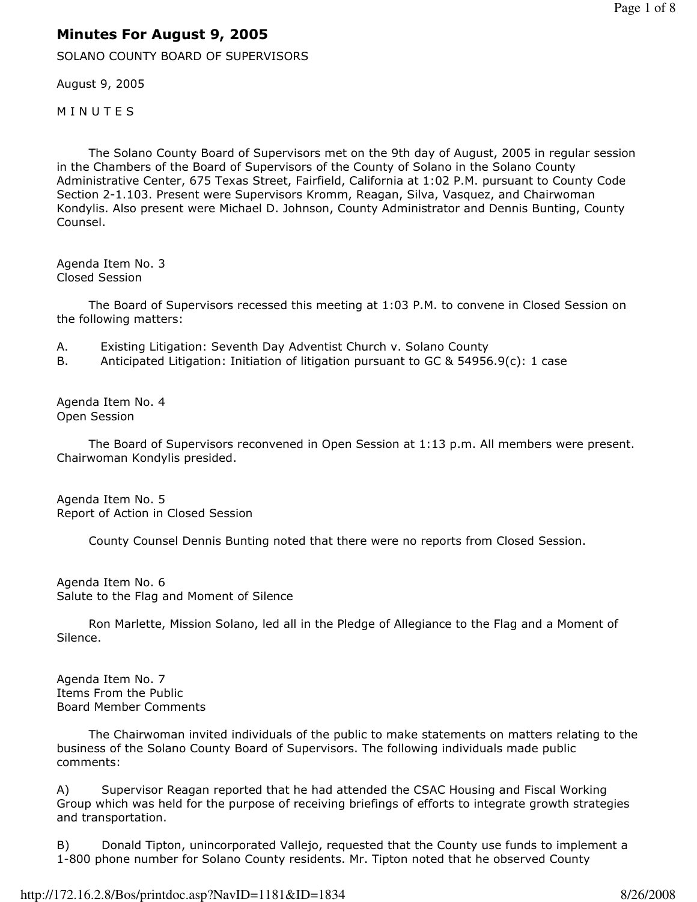# Minutes For August 9, 2005

SOLANO COUNTY BOARD OF SUPERVISORS

August 9, 2005

M I N U T E S

The Solano County Board of Supervisors met on the 9th day of August, 2005 in regular session in the Chambers of the Board of Supervisors of the County of Solano in the Solano County Administrative Center, 675 Texas Street, Fairfield, California at 1:02 P.M. pursuant to County Code Section 2-1.103. Present were Supervisors Kromm, Reagan, Silva, Vasquez, and Chairwoman Kondylis. Also present were Michael D. Johnson, County Administrator and Dennis Bunting, County Counsel.

Agenda Item No. 3
Closed Session

The Board of Supervisors recessed this meeting at 1:03 P.M. to convene in Closed Session on the following matters:

A. Existing Litigation: Seventh Day Adventist Church v. Solano County
B. Anticipated Litigation: Initiation of litigation pursuant to GC & 54956.9(c): 1 case

Agenda Item No. 4
Open Session

The Board of Supervisors reconvened in Open Session at 1:13 p.m. All members were present. Chairwoman Kondylis presided.

Agenda Item No. 5
Report of Action in Closed Session

County Counsel Dennis Bunting noted that there were no reports from Closed Session.

Agenda Item No. 6
Salute to the Flag and Moment of Silence

Ron Marlette, Mission Solano, led all in the Pledge of Allegiance to the Flag and a Moment of Silence.

Agenda Item No. 7
Items From the Public
Board Member Comments

The Chairwoman invited individuals of the public to make statements on matters relating to the business of the Solano County Board of Supervisors. The following individuals made public comments:

A) Supervisor Reagan reported that he had attended the CSAC Housing and Fiscal Working Group which was held for the purpose of receiving briefings of efforts to integrate growth strategies and transportation.

B) Donald Tipton, unincorporated Vallejo, requested that the County use funds to implement a 1-800 phone number for Solano County residents. Mr. Tipton noted that he observed County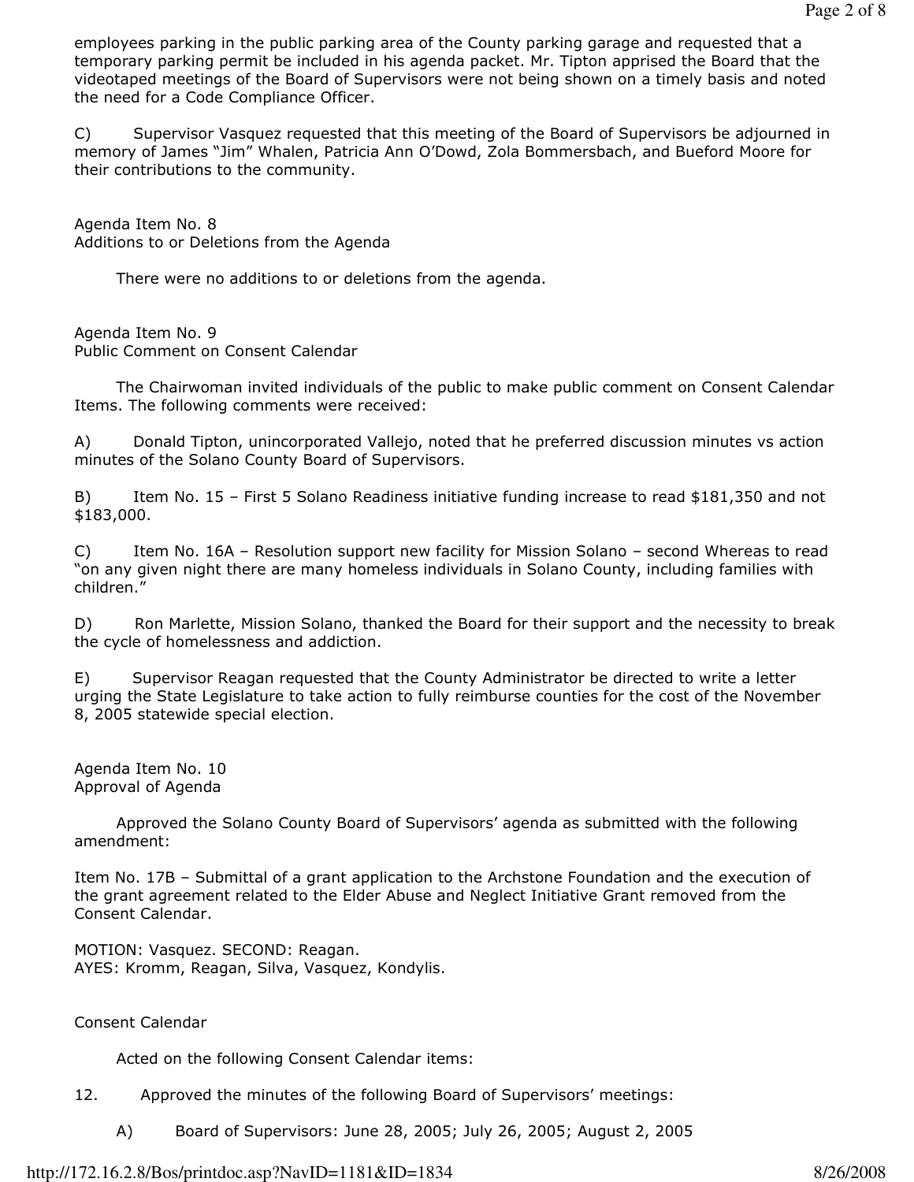employees parking in the public parking area of the County parking garage and requested that a temporary parking permit be included in his agenda packet. Mr. Tipton apprised the Board that the videotaped meetings of the Board of Supervisors were not being shown on a timely basis and noted the need for a Code Compliance Officer.

C) Supervisor Vasquez requested that this meeting of the Board of Supervisors be adjourned in memory of James "Jim" Whalen, Patricia Ann O'Dowd, Zola Bommersbach, and Bueford Moore for their contributions to the community.

Agenda Item No. 8
Additions to or Deletions from the Agenda

There were no additions to or deletions from the agenda.

Agenda Item No. 9
Public Comment on Consent Calendar

The Chairwoman invited individuals of the public to make public comment on Consent Calendar Items. The following comments were received:

A) Donald Tipton, unincorporated Vallejo, noted that he preferred discussion minutes vs action minutes of the Solano County Board of Supervisors.

B) Item No. 15 – First 5 Solano Readiness initiative funding increase to read $181,350 and not $183,000.

C) Item No. 16A – Resolution support new facility for Mission Solano – second Whereas to read "on any given night there are many homeless individuals in Solano County, including families with children."

D) Ron Marlette, Mission Solano, thanked the Board for their support and the necessity to break the cycle of homelessness and addiction.

E) Supervisor Reagan requested that the County Administrator be directed to write a letter urging the State Legislature to take action to fully reimburse counties for the cost of the November 8, 2005 statewide special election.

Agenda Item No. 10
Approval of Agenda

Approved the Solano County Board of Supervisors' agenda as submitted with the following amendment:

Item No. 17B – Submittal of a grant application to the Archstone Foundation and the execution of the grant agreement related to the Elder Abuse and Neglect Initiative Grant removed from the Consent Calendar.

MOTION: Vasquez. SECOND: Reagan.
AYES: Kromm, Reagan, Silva, Vasquez, Kondylis.

Consent Calendar

Acted on the following Consent Calendar items:

12. Approved the minutes of the following Board of Supervisors' meetings:

  A) Board of Supervisors: June 28, 2005; July 26, 2005; August 2, 2005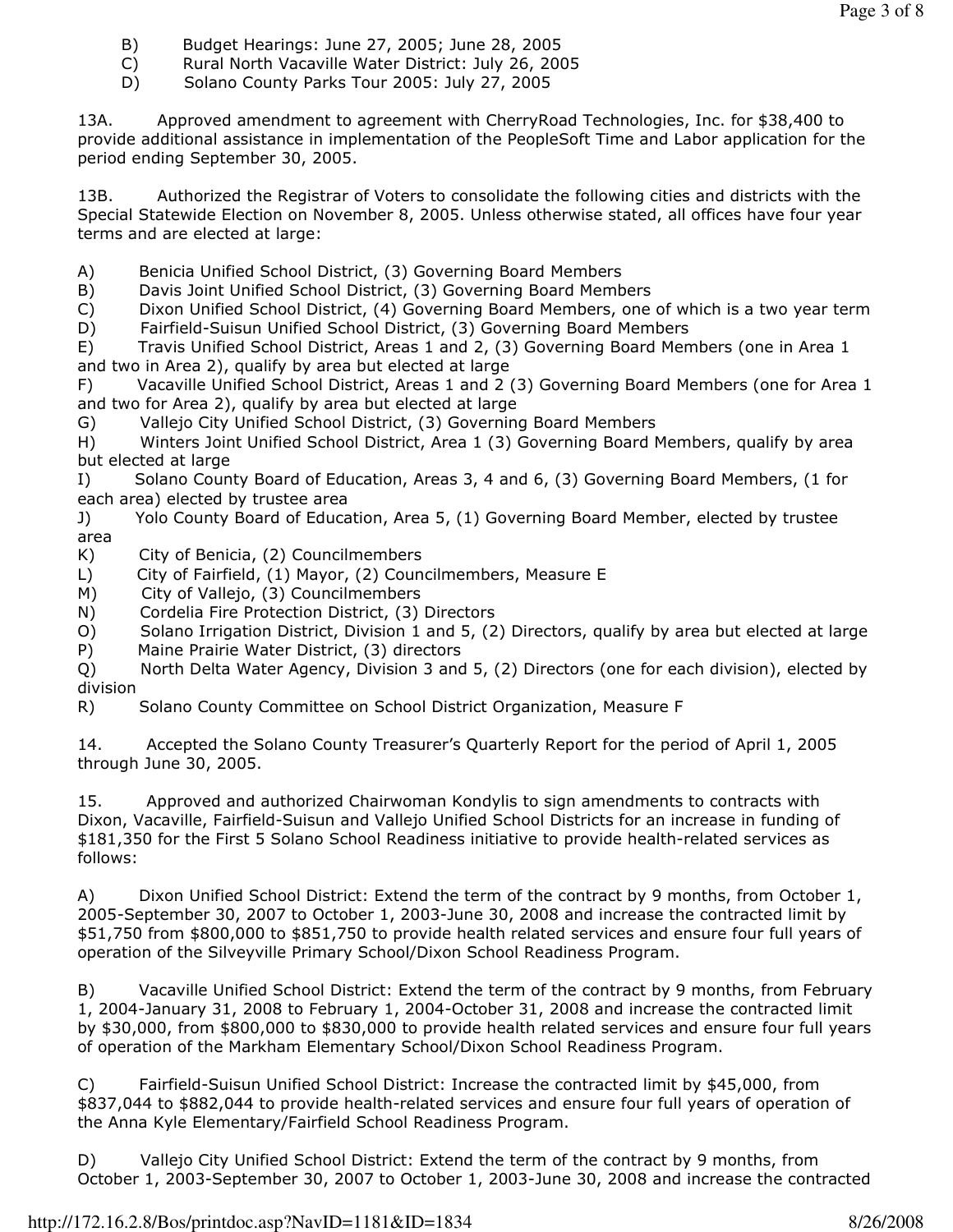B) Budget Hearings: June 27, 2005; June 28, 2005
C) Rural North Vacaville Water District: July 26, 2005
D) Solano County Parks Tour 2005: July 27, 2005

13A. Approved amendment to agreement with CherryRoad Technologies, Inc. for $38,400 to provide additional assistance in implementation of the PeopleSoft Time and Labor application for the period ending September 30, 2005.

13B. Authorized the Registrar of Voters to consolidate the following cities and districts with the Special Statewide Election on November 8, 2005. Unless otherwise stated, all offices have four year terms and are elected at large:

A) Benicia Unified School District, (3) Governing Board Members
B) Davis Joint Unified School District, (3) Governing Board Members
C) Dixon Unified School District, (4) Governing Board Members, one of which is a two year term
D) Fairfield-Suisun Unified School District, (3) Governing Board Members
E) Travis Unified School District, Areas 1 and 2, (3) Governing Board Members (one in Area 1 and two in Area 2), qualify by area but elected at large
F) Vacaville Unified School District, Areas 1 and 2 (3) Governing Board Members (one for Area 1 and two for Area 2), qualify by area but elected at large
G) Vallejo City Unified School District, (3) Governing Board Members
H) Winters Joint Unified School District, Area 1 (3) Governing Board Members, qualify by area but elected at large
I) Solano County Board of Education, Areas 3, 4 and 6, (3) Governing Board Members, (1 for each area) elected by trustee area
J) Yolo County Board of Education, Area 5, (1) Governing Board Member, elected by trustee area
K) City of Benicia, (2) Councilmembers
L) City of Fairfield, (1) Mayor, (2) Councilmembers, Measure E
M) City of Vallejo, (3) Councilmembers
N) Cordelia Fire Protection District, (3) Directors
O) Solano Irrigation District, Division 1 and 5, (2) Directors, qualify by area but elected at large
P) Maine Prairie Water District, (3) directors
Q) North Delta Water Agency, Division 3 and 5, (2) Directors (one for each division), elected by division
R) Solano County Committee on School District Organization, Measure F

14. Accepted the Solano County Treasurer's Quarterly Report for the period of April 1, 2005 through June 30, 2005.

15. Approved and authorized Chairwoman Kondylis to sign amendments to contracts with Dixon, Vacaville, Fairfield-Suisun and Vallejo Unified School Districts for an increase in funding of $181,350 for the First 5 Solano School Readiness initiative to provide health-related services as follows:

A) Dixon Unified School District: Extend the term of the contract by 9 months, from October 1, 2005-September 30, 2007 to October 1, 2003-June 30, 2008 and increase the contracted limit by $51,750 from $800,000 to $851,750 to provide health related services and ensure four full years of operation of the Silveyville Primary School/Dixon School Readiness Program.

B) Vacaville Unified School District: Extend the term of the contract by 9 months, from February 1, 2004-January 31, 2008 to February 1, 2004-October 31, 2008 and increase the contracted limit by $30,000, from $800,000 to $830,000 to provide health related services and ensure four full years of operation of the Markham Elementary School/Dixon School Readiness Program.

C) Fairfield-Suisun Unified School District: Increase the contracted limit by $45,000, from $837,044 to $882,044 to provide health-related services and ensure four full years of operation of the Anna Kyle Elementary/Fairfield School Readiness Program.

D) Vallejo City Unified School District: Extend the term of the contract by 9 months, from October 1, 2003-September 30, 2007 to October 1, 2003-June 30, 2008 and increase the contracted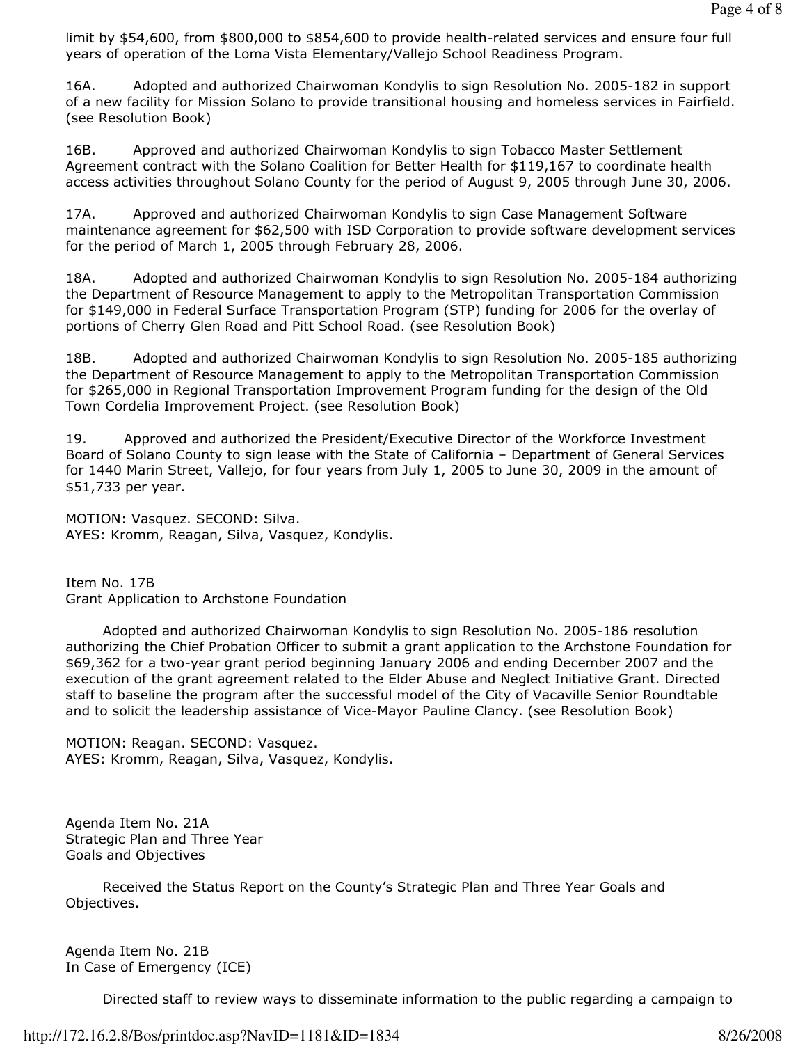limit by $54,600, from $800,000 to $854,600 to provide health-related services and ensure four full years of operation of the Loma Vista Elementary/Vallejo School Readiness Program.

16A. Adopted and authorized Chairwoman Kondylis to sign Resolution No. 2005-182 in support of a new facility for Mission Solano to provide transitional housing and homeless services in Fairfield. (see Resolution Book)

16B. Approved and authorized Chairwoman Kondylis to sign Tobacco Master Settlement Agreement contract with the Solano Coalition for Better Health for $119,167 to coordinate health access activities throughout Solano County for the period of August 9, 2005 through June 30, 2006.

17A. Approved and authorized Chairwoman Kondylis to sign Case Management Software maintenance agreement for $62,500 with ISD Corporation to provide software development services for the period of March 1, 2005 through February 28, 2006.

18A. Adopted and authorized Chairwoman Kondylis to sign Resolution No. 2005-184 authorizing the Department of Resource Management to apply to the Metropolitan Transportation Commission for $149,000 in Federal Surface Transportation Program (STP) funding for 2006 for the overlay of portions of Cherry Glen Road and Pitt School Road. (see Resolution Book)

18B. Adopted and authorized Chairwoman Kondylis to sign Resolution No. 2005-185 authorizing the Department of Resource Management to apply to the Metropolitan Transportation Commission for $265,000 in Regional Transportation Improvement Program funding for the design of the Old Town Cordelia Improvement Project. (see Resolution Book)

19. Approved and authorized the President/Executive Director of the Workforce Investment Board of Solano County to sign lease with the State of California – Department of General Services for 1440 Marin Street, Vallejo, for four years from July 1, 2005 to June 30, 2009 in the amount of $51,733 per year.

MOTION: Vasquez. SECOND: Silva.
AYES: Kromm, Reagan, Silva, Vasquez, Kondylis.

Item No. 17B
Grant Application to Archstone Foundation

Adopted and authorized Chairwoman Kondylis to sign Resolution No. 2005-186 resolution authorizing the Chief Probation Officer to submit a grant application to the Archstone Foundation for $69,362 for a two-year grant period beginning January 2006 and ending December 2007 and the execution of the grant agreement related to the Elder Abuse and Neglect Initiative Grant. Directed staff to baseline the program after the successful model of the City of Vacaville Senior Roundtable and to solicit the leadership assistance of Vice-Mayor Pauline Clancy. (see Resolution Book)

MOTION: Reagan. SECOND: Vasquez.
AYES: Kromm, Reagan, Silva, Vasquez, Kondylis.

Agenda Item No. 21A
Strategic Plan and Three Year
Goals and Objectives

Received the Status Report on the County's Strategic Plan and Three Year Goals and Objectives.

Agenda Item No. 21B
In Case of Emergency (ICE)

Directed staff to review ways to disseminate information to the public regarding a campaign to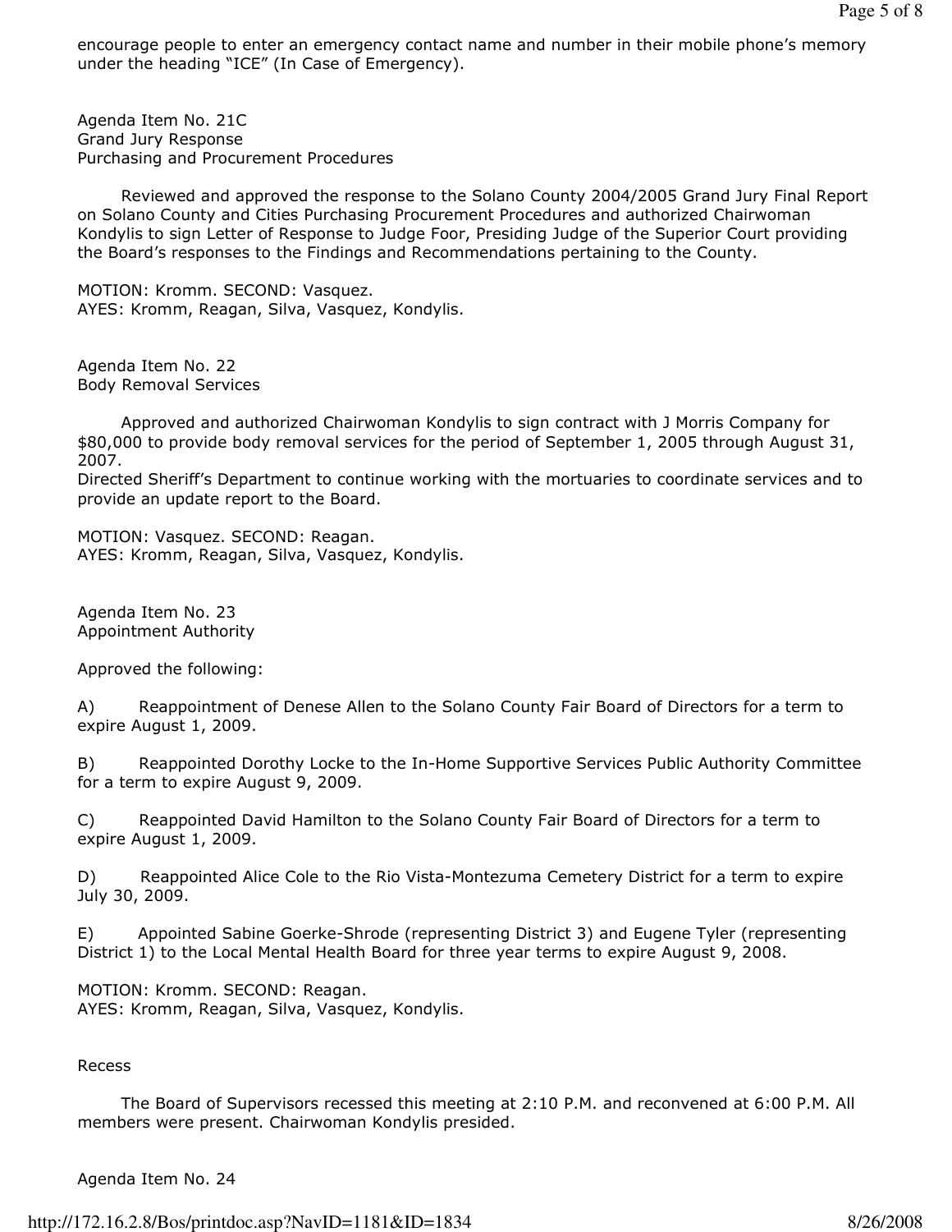encourage people to enter an emergency contact name and number in their mobile phone's memory under the heading "ICE" (In Case of Emergency).

Agenda Item No. 21C
Grand Jury Response
Purchasing and Procurement Procedures

Reviewed and approved the response to the Solano County 2004/2005 Grand Jury Final Report on Solano County and Cities Purchasing Procurement Procedures and authorized Chairwoman Kondylis to sign Letter of Response to Judge Foor, Presiding Judge of the Superior Court providing the Board's responses to the Findings and Recommendations pertaining to the County.

MOTION: Kromm. SECOND: Vasquez.
AYES: Kromm, Reagan, Silva, Vasquez, Kondylis.

Agenda Item No. 22
Body Removal Services

Approved and authorized Chairwoman Kondylis to sign contract with J Morris Company for $80,000 to provide body removal services for the period of September 1, 2005 through August 31, 2007.
Directed Sheriff's Department to continue working with the mortuaries to coordinate services and to provide an update report to the Board.

MOTION: Vasquez. SECOND: Reagan.
AYES: Kromm, Reagan, Silva, Vasquez, Kondylis.

Agenda Item No. 23
Appointment Authority

Approved the following:

A) Reappointment of Denese Allen to the Solano County Fair Board of Directors for a term to expire August 1, 2009.

B) Reappointed Dorothy Locke to the In-Home Supportive Services Public Authority Committee for a term to expire August 9, 2009.

C) Reappointed David Hamilton to the Solano County Fair Board of Directors for a term to expire August 1, 2009.

D) Reappointed Alice Cole to the Rio Vista-Montezuma Cemetery District for a term to expire July 30, 2009.

E) Appointed Sabine Goerke-Shrode (representing District 3) and Eugene Tyler (representing District 1) to the Local Mental Health Board for three year terms to expire August 9, 2008.

MOTION: Kromm. SECOND: Reagan.
AYES: Kromm, Reagan, Silva, Vasquez, Kondylis.

Recess

The Board of Supervisors recessed this meeting at 2:10 P.M. and reconvened at 6:00 P.M. All members were present. Chairwoman Kondylis presided.

Agenda Item No. 24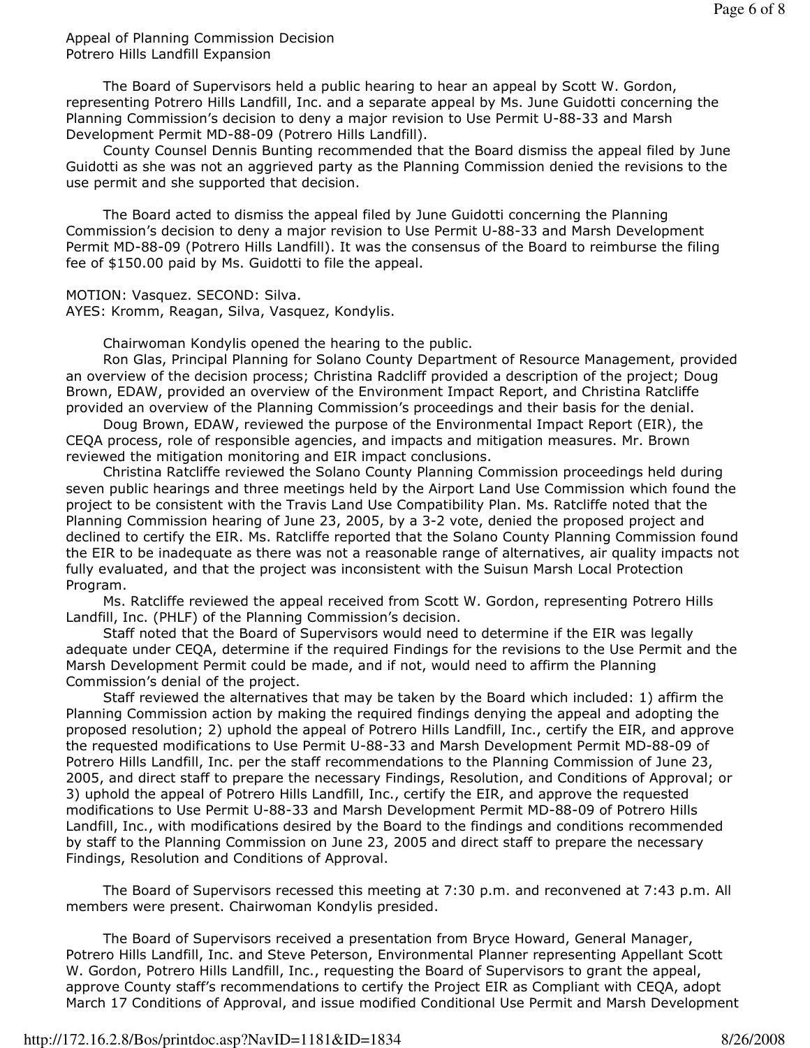Appeal of Planning Commission Decision
Potrero Hills Landfill Expansion

The Board of Supervisors held a public hearing to hear an appeal by Scott W. Gordon, representing Potrero Hills Landfill, Inc. and a separate appeal by Ms. June Guidotti concerning the Planning Commission's decision to deny a major revision to Use Permit U-88-33 and Marsh Development Permit MD-88-09 (Potrero Hills Landfill).

County Counsel Dennis Bunting recommended that the Board dismiss the appeal filed by June Guidotti as she was not an aggrieved party as the Planning Commission denied the revisions to the use permit and she supported that decision.

The Board acted to dismiss the appeal filed by June Guidotti concerning the Planning Commission's decision to deny a major revision to Use Permit U-88-33 and Marsh Development Permit MD-88-09 (Potrero Hills Landfill). It was the consensus of the Board to reimburse the filing fee of $150.00 paid by Ms. Guidotti to file the appeal.

MOTION: Vasquez. SECOND: Silva.
AYES: Kromm, Reagan, Silva, Vasquez, Kondylis.

Chairwoman Kondylis opened the hearing to the public.

Ron Glas, Principal Planning for Solano County Department of Resource Management, provided an overview of the decision process; Christina Radcliff provided a description of the project; Doug Brown, EDAW, provided an overview of the Environment Impact Report, and Christina Ratcliffe provided an overview of the Planning Commission's proceedings and their basis for the denial.

Doug Brown, EDAW, reviewed the purpose of the Environmental Impact Report (EIR), the CEQA process, role of responsible agencies, and impacts and mitigation measures. Mr. Brown reviewed the mitigation monitoring and EIR impact conclusions.

Christina Ratcliffe reviewed the Solano County Planning Commission proceedings held during seven public hearings and three meetings held by the Airport Land Use Commission which found the project to be consistent with the Travis Land Use Compatibility Plan. Ms. Ratcliffe noted that the Planning Commission hearing of June 23, 2005, by a 3-2 vote, denied the proposed project and declined to certify the EIR. Ms. Ratcliffe reported that the Solano County Planning Commission found the EIR to be inadequate as there was not a reasonable range of alternatives, air quality impacts not fully evaluated, and that the project was inconsistent with the Suisun Marsh Local Protection Program.

Ms. Ratcliffe reviewed the appeal received from Scott W. Gordon, representing Potrero Hills Landfill, Inc. (PHLF) of the Planning Commission's decision.

Staff noted that the Board of Supervisors would need to determine if the EIR was legally adequate under CEQA, determine if the required Findings for the revisions to the Use Permit and the Marsh Development Permit could be made, and if not, would need to affirm the Planning Commission's denial of the project.

Staff reviewed the alternatives that may be taken by the Board which included: 1) affirm the Planning Commission action by making the required findings denying the appeal and adopting the proposed resolution; 2) uphold the appeal of Potrero Hills Landfill, Inc., certify the EIR, and approve the requested modifications to Use Permit U-88-33 and Marsh Development Permit MD-88-09 of Potrero Hills Landfill, Inc. per the staff recommendations to the Planning Commission of June 23, 2005, and direct staff to prepare the necessary Findings, Resolution, and Conditions of Approval; or 3) uphold the appeal of Potrero Hills Landfill, Inc., certify the EIR, and approve the requested modifications to Use Permit U-88-33 and Marsh Development Permit MD-88-09 of Potrero Hills Landfill, Inc., with modifications desired by the Board to the findings and conditions recommended by staff to the Planning Commission on June 23, 2005 and direct staff to prepare the necessary Findings, Resolution and Conditions of Approval.

The Board of Supervisors recessed this meeting at 7:30 p.m. and reconvened at 7:43 p.m. All members were present. Chairwoman Kondylis presided.

The Board of Supervisors received a presentation from Bryce Howard, General Manager, Potrero Hills Landfill, Inc. and Steve Peterson, Environmental Planner representing Appellant Scott W. Gordon, Potrero Hills Landfill, Inc., requesting the Board of Supervisors to grant the appeal, approve County staff's recommendations to certify the Project EIR as Compliant with CEQA, adopt March 17 Conditions of Approval, and issue modified Conditional Use Permit and Marsh Development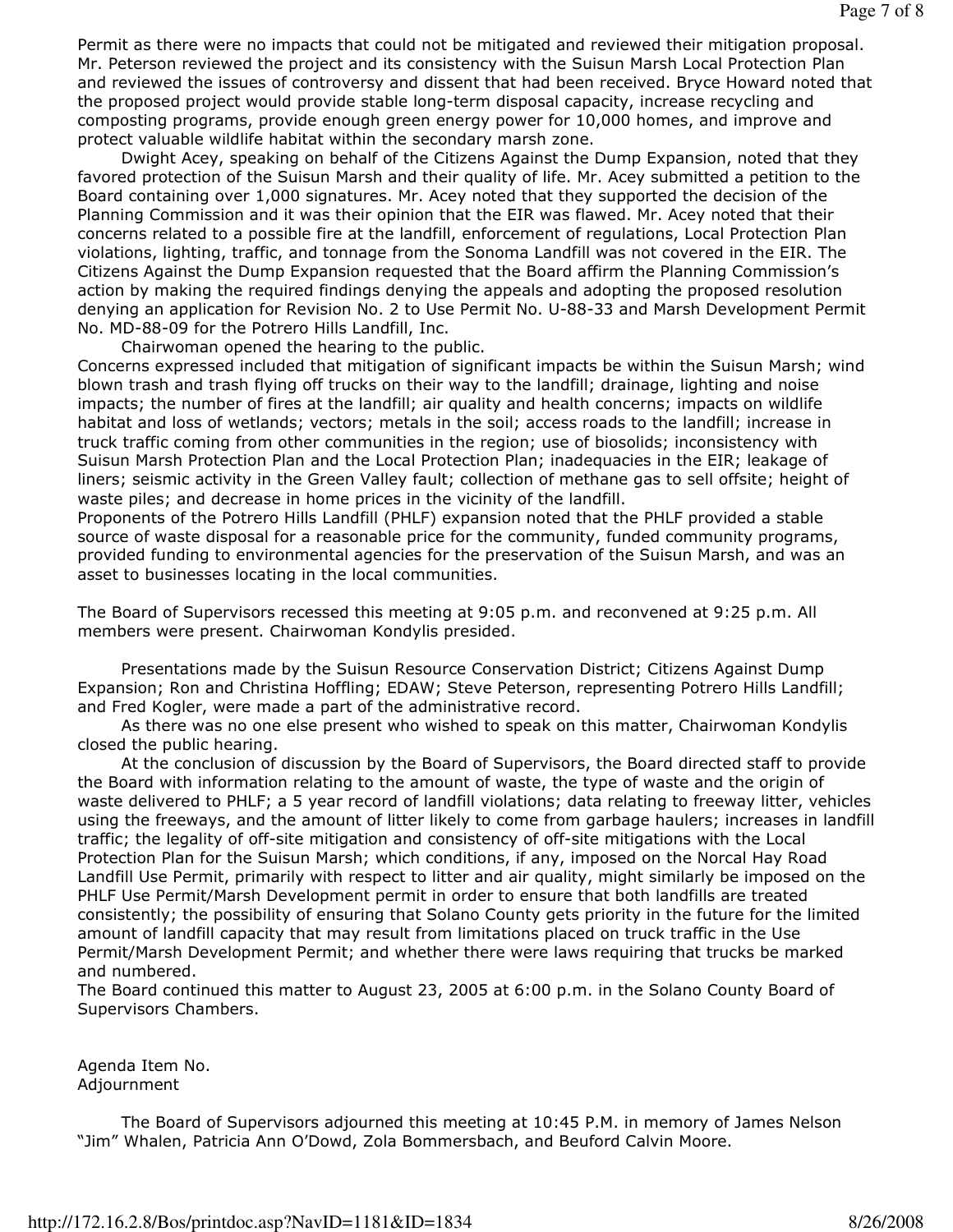Permit as there were no impacts that could not be mitigated and reviewed their mitigation proposal. Mr. Peterson reviewed the project and its consistency with the Suisun Marsh Local Protection Plan and reviewed the issues of controversy and dissent that had been received. Bryce Howard noted that the proposed project would provide stable long-term disposal capacity, increase recycling and composting programs, provide enough green energy power for 10,000 homes, and improve and protect valuable wildlife habitat within the secondary marsh zone.

Dwight Acey, speaking on behalf of the Citizens Against the Dump Expansion, noted that they favored protection of the Suisun Marsh and their quality of life. Mr. Acey submitted a petition to the Board containing over 1,000 signatures. Mr. Acey noted that they supported the decision of the Planning Commission and it was their opinion that the EIR was flawed. Mr. Acey noted that their concerns related to a possible fire at the landfill, enforcement of regulations, Local Protection Plan violations, lighting, traffic, and tonnage from the Sonoma Landfill was not covered in the EIR. The Citizens Against the Dump Expansion requested that the Board affirm the Planning Commission's action by making the required findings denying the appeals and adopting the proposed resolution denying an application for Revision No. 2 to Use Permit No. U-88-33 and Marsh Development Permit No. MD-88-09 for the Potrero Hills Landfill, Inc.

Chairwoman opened the hearing to the public.

Concerns expressed included that mitigation of significant impacts be within the Suisun Marsh; wind blown trash and trash flying off trucks on their way to the landfill; drainage, lighting and noise impacts; the number of fires at the landfill; air quality and health concerns; impacts on wildlife habitat and loss of wetlands; vectors; metals in the soil; access roads to the landfill; increase in truck traffic coming from other communities in the region; use of biosolids; inconsistency with Suisun Marsh Protection Plan and the Local Protection Plan; inadequacies in the EIR; leakage of liners; seismic activity in the Green Valley fault; collection of methane gas to sell offsite; height of waste piles; and decrease in home prices in the vicinity of the landfill.

Proponents of the Potrero Hills Landfill (PHLF) expansion noted that the PHLF provided a stable source of waste disposal for a reasonable price for the community, funded community programs, provided funding to environmental agencies for the preservation of the Suisun Marsh, and was an asset to businesses locating in the local communities.

The Board of Supervisors recessed this meeting at 9:05 p.m. and reconvened at 9:25 p.m. All members were present. Chairwoman Kondylis presided.

Presentations made by the Suisun Resource Conservation District; Citizens Against Dump Expansion; Ron and Christina Hoffling; EDAW; Steve Peterson, representing Potrero Hills Landfill; and Fred Kogler, were made a part of the administrative record.

As there was no one else present who wished to speak on this matter, Chairwoman Kondylis closed the public hearing.

At the conclusion of discussion by the Board of Supervisors, the Board directed staff to provide the Board with information relating to the amount of waste, the type of waste and the origin of waste delivered to PHLF; a 5 year record of landfill violations; data relating to freeway litter, vehicles using the freeways, and the amount of litter likely to come from garbage haulers; increases in landfill traffic; the legality of off-site mitigation and consistency of off-site mitigations with the Local Protection Plan for the Suisun Marsh; which conditions, if any, imposed on the Norcal Hay Road Landfill Use Permit, primarily with respect to litter and air quality, might similarly be imposed on the PHLF Use Permit/Marsh Development permit in order to ensure that both landfills are treated consistently; the possibility of ensuring that Solano County gets priority in the future for the limited amount of landfill capacity that may result from limitations placed on truck traffic in the Use Permit/Marsh Development Permit; and whether there were laws requiring that trucks be marked and numbered.

The Board continued this matter to August 23, 2005 at 6:00 p.m. in the Solano County Board of Supervisors Chambers.

Agenda Item No.
Adjournment

The Board of Supervisors adjourned this meeting at 10:45 P.M. in memory of James Nelson "Jim" Whalen, Patricia Ann O'Dowd, Zola Bommersbach, and Beuford Calvin Moore.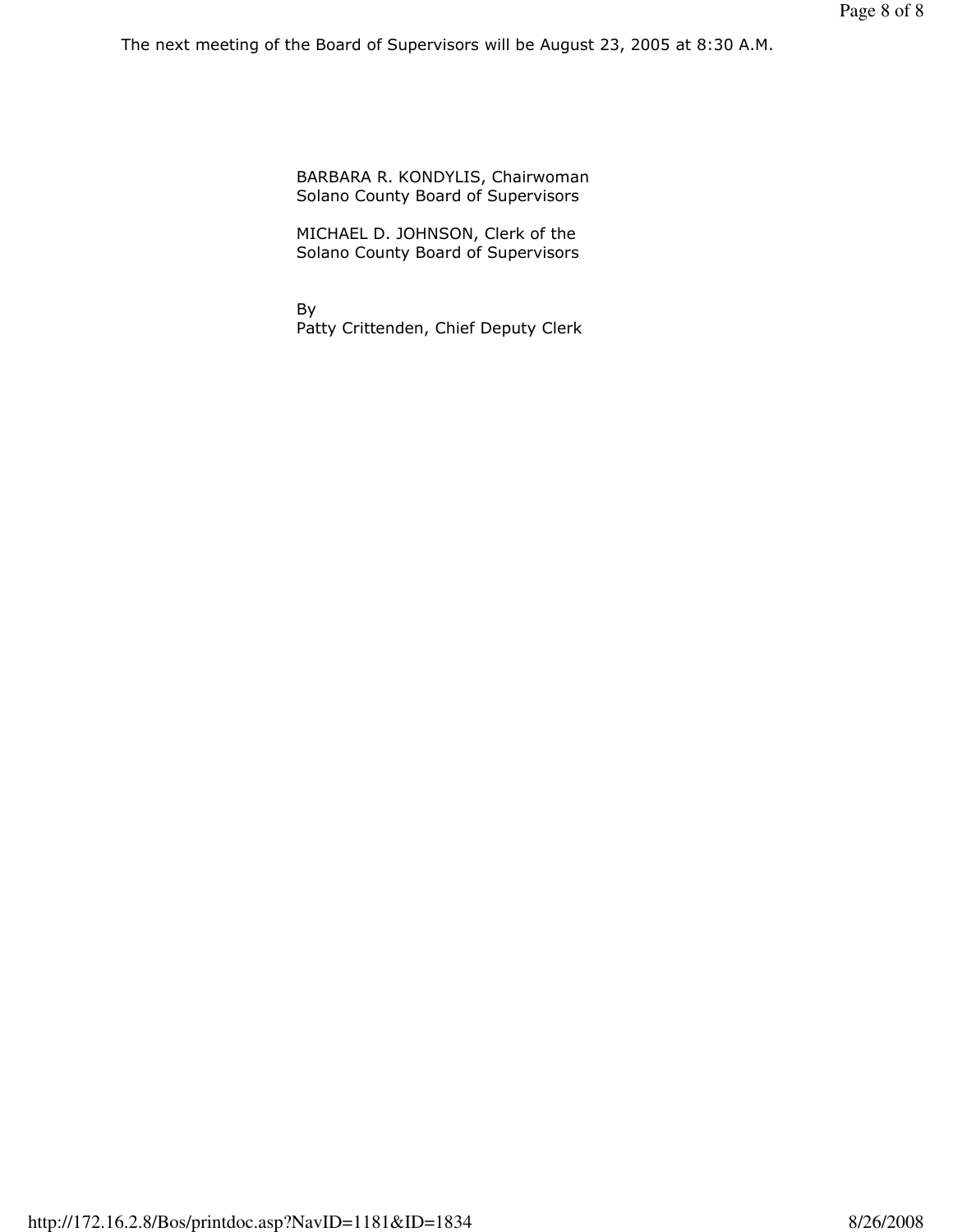The next meeting of the Board of Supervisors will be August 23, 2005 at 8:30 A.M.

BARBARA R. KONDYLIS, Chairwoman
Solano County Board of Supervisors

MICHAEL D. JOHNSON, Clerk of the
Solano County Board of Supervisors

By
Patty Crittenden, Chief Deputy Clerk